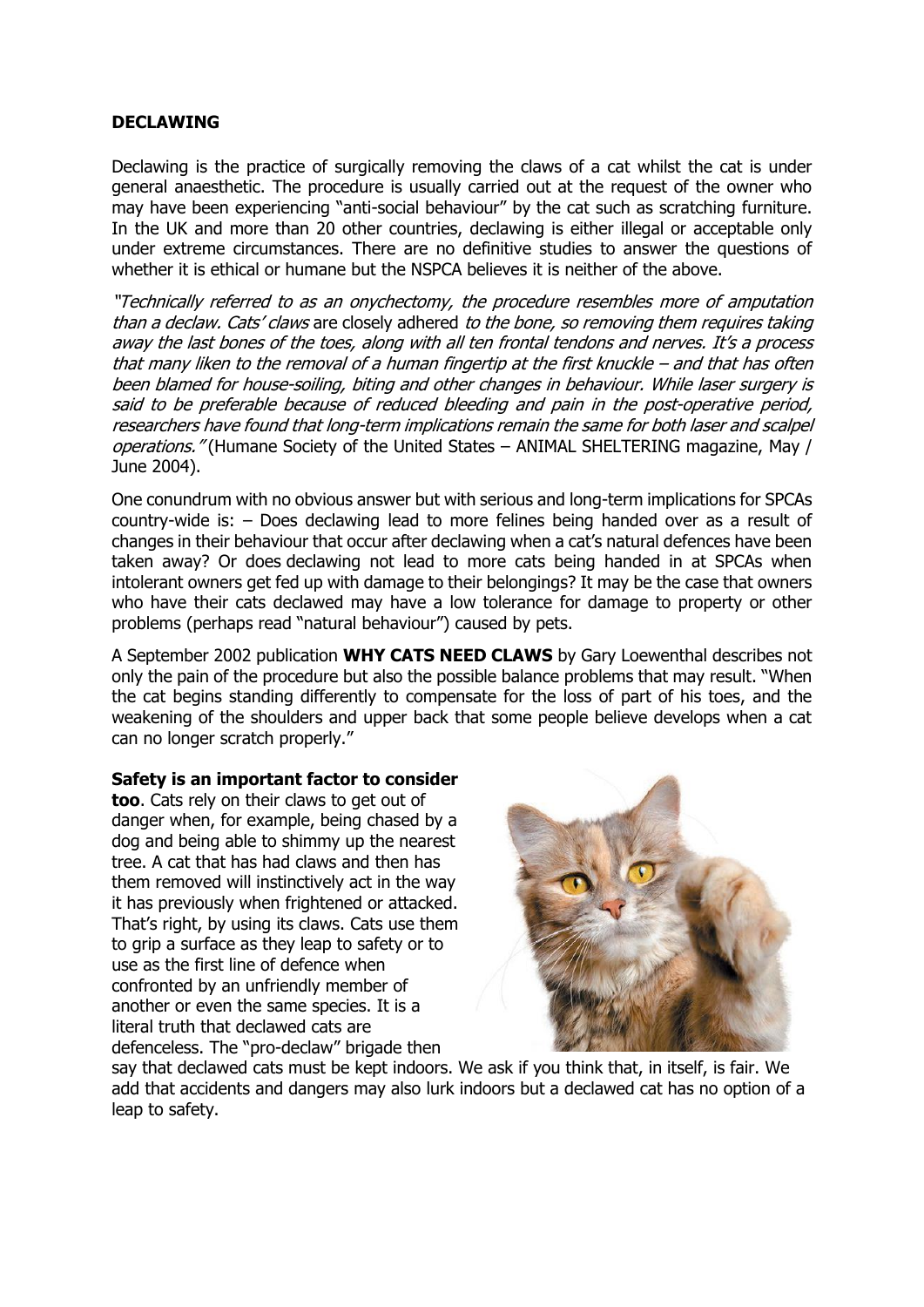**DECLAWING**

Declawing is the practice of surgically removing the claws of a cat whilst the cat is under general anaesthetic. The procedure is usually carried out at the request of the owner who may have been experiencing "anti-social behaviour" by the cat such as scratching furniture. In the UK and more than 20 other countries, declawing is either illegal or acceptable only under extreme circumstances. There are no definitive studies to answer the questions of whether it is ethical or humane but the NSPCA believes it is neither of the above.

*"Technically referred to as an onychectomy, the procedure resembles more of amputation than a declaw. Cats' claws* are closely adhered *to the bone, so removing them requires taking away the last bones of the toes, along with all ten frontal tendons and nerves. It's a process that many liken to the removal of a human fingertip at the first knuckle – and that has often been blamed for house-soiling, biting and other changes in behaviour. While laser surgery is said to be preferable because of reduced bleeding and pain in the post-operative period, researchers have found that long-term implications remain the same for both laser and scalpel operations."* (Humane Society of the United States – ANIMAL SHELTERING magazine, May / June 2004).

One conundrum with no obvious answer but with serious and long-term implications for SPCAs country-wide is: – Does declawing lead to more felines being handed over as a result of changes in their behaviour that occur after declawing when a cat's natural defences have been taken away? Or does declawing not lead to more cats being handed in at SPCAs when intolerant owners get fed up with damage to their belongings? It may be the case that owners who have their cats declawed may have a low tolerance for damage to property or other problems (perhaps read "natural behaviour") caused by pets.

A September 2002 publication **WHY CATS NEED CLAWS** by Gary Loewenthal describes not only the pain of the procedure but also the possible balance problems that may result. "When the cat begins standing differently to compensate for the loss of part of his toes, and the weakening of the shoulders and upper back that some people believe develops when a cat can no longer scratch properly."

**Safety is an important factor to consider too**. Cats rely on their claws to get out of danger when, for example, being chased by a dog and being able to shimmy up the nearest tree. A cat that has had claws and then has them removed will instinctively act in the way it has previously when frightened or attacked. That's right, by using its claws. Cats use them to grip a surface as they leap to safety or to use as the first line of defence when confronted by an unfriendly member of another or even the same species. It is a literal truth that declawed cats are defenceless. The "pro-declaw" brigade then say that declawed cats must be kept indoors. We ask if you think that, in itself, is fair. We add that accidents and dangers may also lurk indoors but a declawed cat has no option of a leap to safety.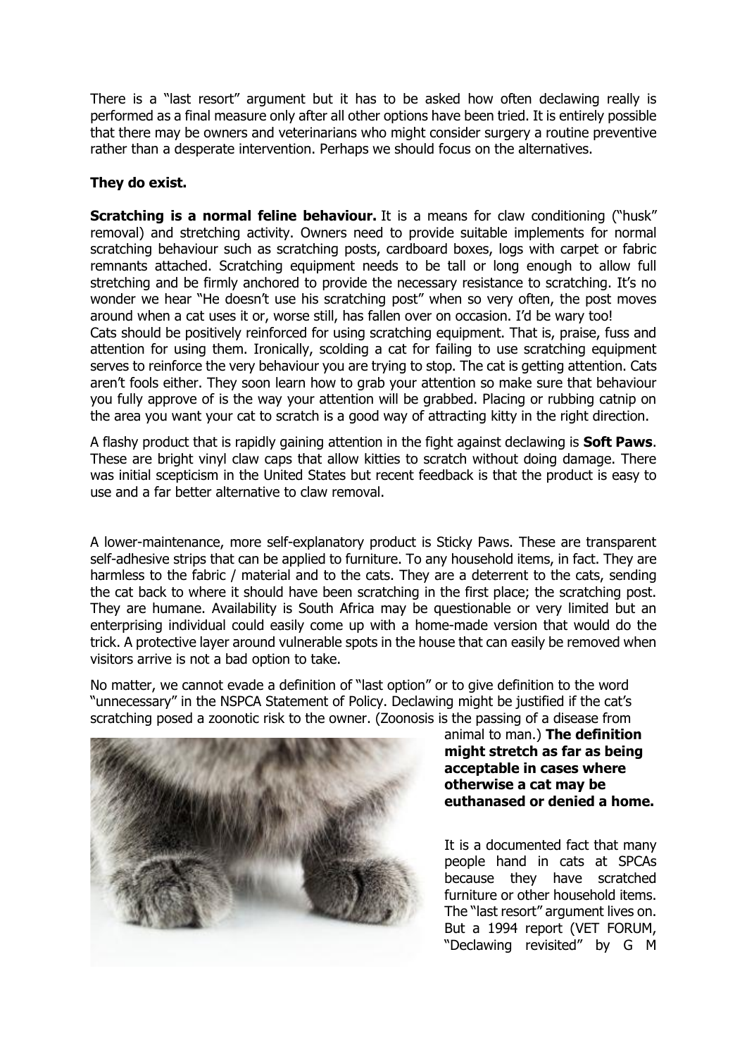There is a "last resort" argument but it has to be asked how often declawing really is performed as a final measure only after all other options have been tried. It is entirely possible that there may be owners and veterinarians who might consider surgery a routine preventive rather than a desperate intervention. Perhaps we should focus on the alternatives.

**They do exist.**

**Scratching is a normal feline behaviour.** It is a means for claw conditioning ("husk" removal) and stretching activity. Owners need to provide suitable implements for normal scratching behaviour such as scratching posts, cardboard boxes, logs with carpet or fabric remnants attached. Scratching equipment needs to be tall or long enough to allow full stretching and be firmly anchored to provide the necessary resistance to scratching. It's no wonder we hear "He doesn't use his scratching post" when so very often, the post moves around when a cat uses it or, worse still, has fallen over on occasion. I'd be wary too!
Cats should be positively reinforced for using scratching equipment. That is, praise, fuss and attention for using them. Ironically, scolding a cat for failing to use scratching equipment serves to reinforce the very behaviour you are trying to stop. The cat is getting attention. Cats aren't fools either. They soon learn how to grab your attention so make sure that behaviour you fully approve of is the way your attention will be grabbed. Placing or rubbing catnip on the area you want your cat to scratch is a good way of attracting kitty in the right direction.

A flashy product that is rapidly gaining attention in the fight against declawing is **Soft Paws**. These are bright vinyl claw caps that allow kitties to scratch without doing damage. There was initial scepticism in the United States but recent feedback is that the product is easy to use and a far better alternative to claw removal.

A lower-maintenance, more self-explanatory product is Sticky Paws. These are transparent self-adhesive strips that can be applied to furniture. To any household items, in fact. They are harmless to the fabric / material and to the cats. They are a deterrent to the cats, sending the cat back to where it should have been scratching in the first place; the scratching post. They are humane. Availability is South Africa may be questionable or very limited but an enterprising individual could easily come up with a home-made version that would do the trick. A protective layer around vulnerable spots in the house that can easily be removed when visitors arrive is not a bad option to take.

No matter, we cannot evade a definition of "last option" or to give definition to the word "unnecessary" in the NSPCA Statement of Policy. Declawing might be justified if the cat's scratching posed a zoonotic risk to the owner. (Zoonosis is the passing of a disease from animal to man.) **The definition might stretch as far as being acceptable in cases where otherwise a cat may be euthanased or denied a home.**

It is a documented fact that many people hand in cats at SPCAs because they have scratched furniture or other household items. The "last resort" argument lives on. But a 1994 report (VET FORUM, "Declawing revisited" by G M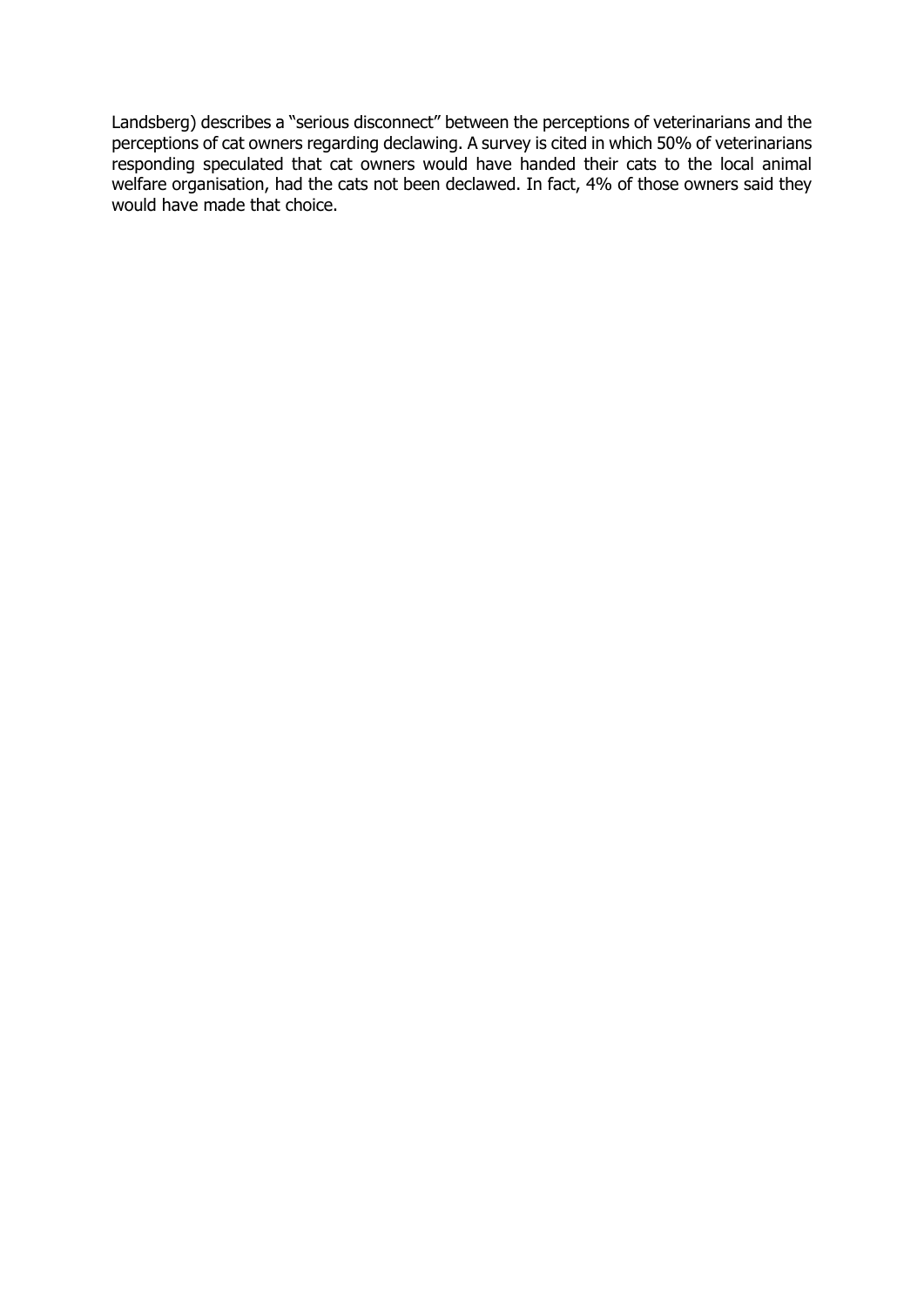Landsberg) describes a "serious disconnect" between the perceptions of veterinarians and the perceptions of cat owners regarding declawing. A survey is cited in which 50% of veterinarians responding speculated that cat owners would have handed their cats to the local animal welfare organisation, had the cats not been declawed. In fact, 4% of those owners said they would have made that choice.